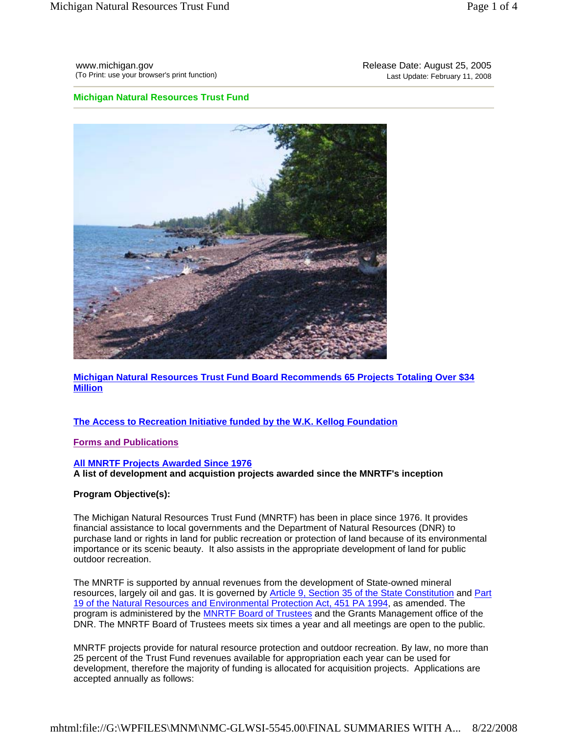www.michigan.gov
(To Print: use your browser's print function)

Release Date: August 25, 2005
Last Update: February 11, 2008

## Michigan Natural Resources Trust Fund

**Michigan Natural Resources Trust Fund Board Recommends 65 Projects Totaling Over $34 Million**

**The Access to Recreation Initiative funded by the W.K. Kellogg Foundation**

**Forms and Publications**

**All MNRTF Projects Awarded Since 1976**
**A list of development and acquistion projects awarded since the MNRTF's inception**

**Program Objective(s):**

The Michigan Natural Resources Trust Fund (MNRTF) has been in place since 1976. It provides financial assistance to local governments and the Department of Natural Resources (DNR) to purchase land or rights in land for public recreation or protection of land because of its environmental importance or its scenic beauty. It also assists in the appropriate development of land for public outdoor recreation.

The MNRTF is supported by annual revenues from the development of State-owned mineral resources, largely oil and gas. It is governed by Article 9, Section 35 of the State Constitution and Part 19 of the Natural Resources and Environmental Protection Act, 451 PA 1994, as amended. The program is administered by the MNRTF Board of Trustees and the Grants Management office of the DNR. The MNRTF Board of Trustees meets six times a year and all meetings are open to the public.

MNRTF projects provide for natural resource protection and outdoor recreation. By law, no more than 25 percent of the Trust Fund revenues available for appropriation each year can be used for development, therefore the majority of funding is allocated for acquisition projects. Applications are accepted annually as follows: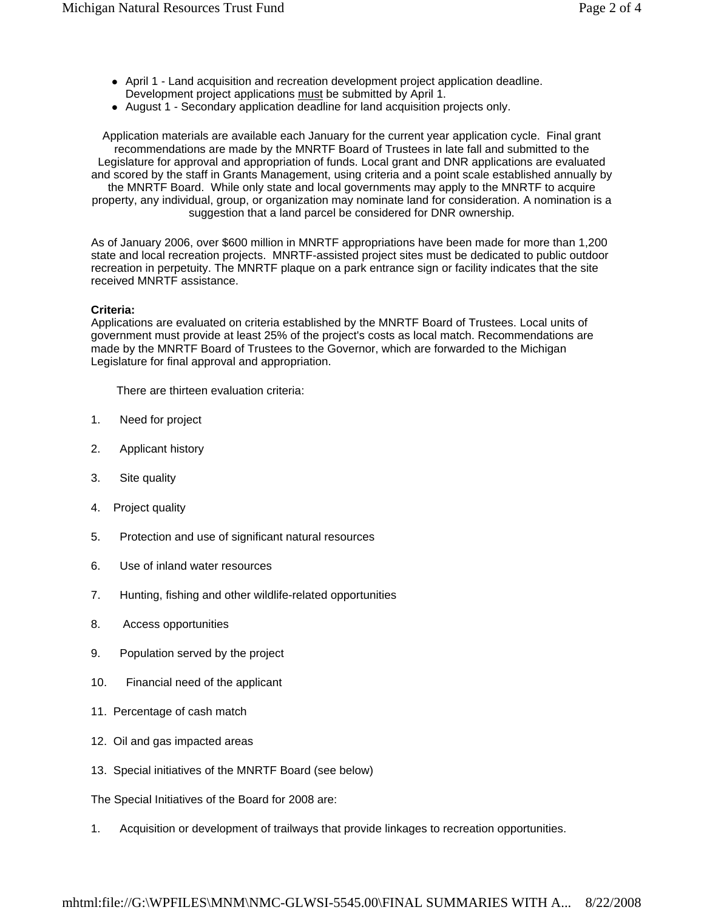- April 1 - Land acquisition and recreation development project application deadline. Development project applications must be submitted by April 1.
- August 1 - Secondary application deadline for land acquisition projects only.

Application materials are available each January for the current year application cycle. Final grant recommendations are made by the MNRTF Board of Trustees in late fall and submitted to the Legislature for approval and appropriation of funds. Local grant and DNR applications are evaluated and scored by the staff in Grants Management, using criteria and a point scale established annually by the MNRTF Board. While only state and local governments may apply to the MNRTF to acquire property, any individual, group, or organization may nominate land for consideration. A nomination is a suggestion that a land parcel be considered for DNR ownership.

As of January 2006, over $600 million in MNRTF appropriations have been made for more than 1,200 state and local recreation projects. MNRTF-assisted project sites must be dedicated to public outdoor recreation in perpetuity. The MNRTF plaque on a park entrance sign or facility indicates that the site received MNRTF assistance.

**Criteria:**
Applications are evaluated on criteria established by the MNRTF Board of Trustees. Local units of government must provide at least 25% of the project's costs as local match. Recommendations are made by the MNRTF Board of Trustees to the Governor, which are forwarded to the Michigan Legislature for final approval and appropriation.

There are thirteen evaluation criteria:

1. Need for project
2. Applicant history
3. Site quality
4. Project quality
5. Protection and use of significant natural resources
6. Use of inland water resources
7. Hunting, fishing and other wildlife-related opportunities
8. Access opportunities
9. Population served by the project
10. Financial need of the applicant
11. Percentage of cash match
12. Oil and gas impacted areas
13. Special initiatives of the MNRTF Board (see below)

The Special Initiatives of the Board for 2008 are:

1. Acquisition or development of trailways that provide linkages to recreation opportunities.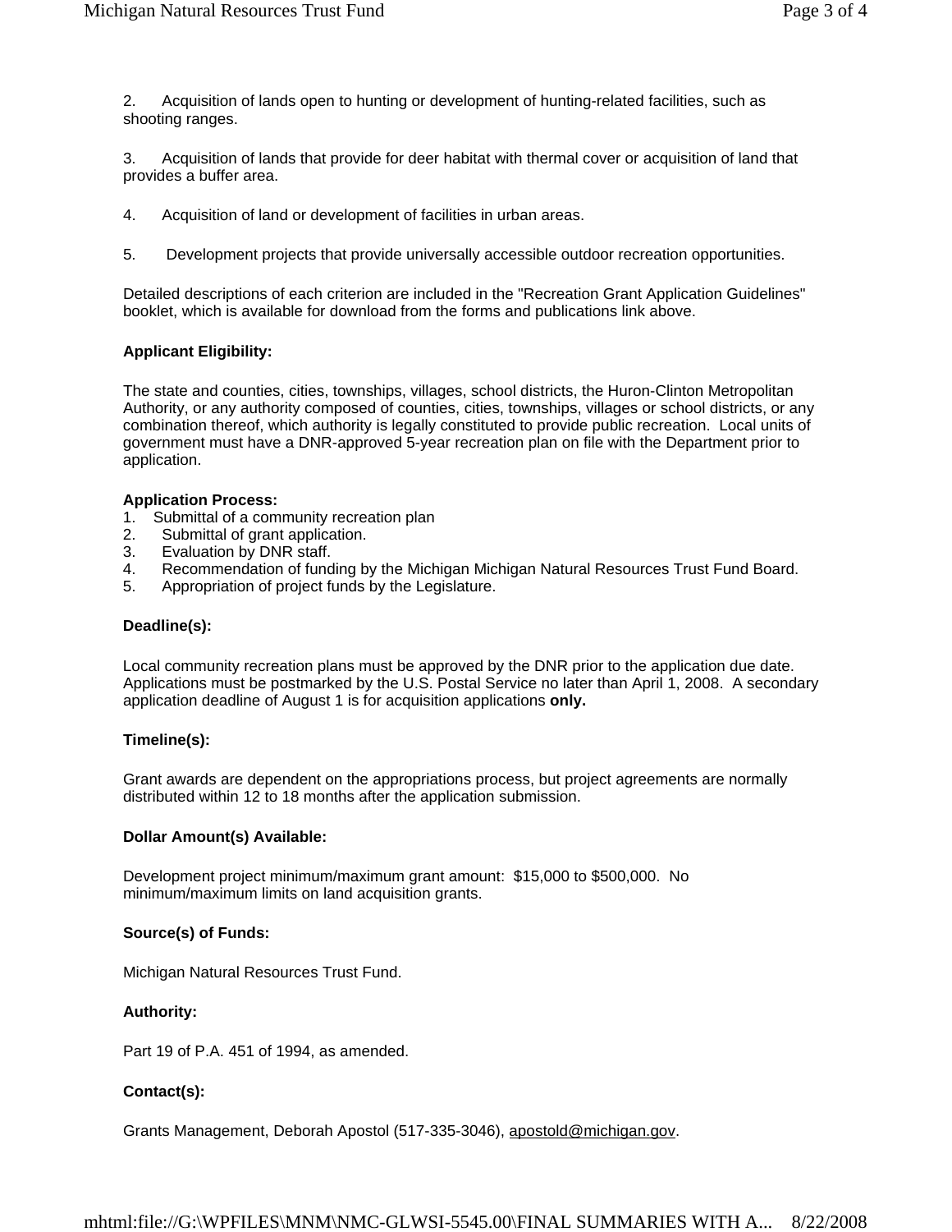2. Acquisition of lands open to hunting or development of hunting-related facilities, such as shooting ranges.

3. Acquisition of lands that provide for deer habitat with thermal cover or acquisition of land that provides a buffer area.

4. Acquisition of land or development of facilities in urban areas.

5. Development projects that provide universally accessible outdoor recreation opportunities.

Detailed descriptions of each criterion are included in the "Recreation Grant Application Guidelines" booklet, which is available for download from the forms and publications link above.

**Applicant Eligibility:**

The state and counties, cities, townships, villages, school districts, the Huron-Clinton Metropolitan Authority, or any authority composed of counties, cities, townships, villages or school districts, or any combination thereof, which authority is legally constituted to provide public recreation. Local units of government must have a DNR-approved 5-year recreation plan on file with the Department prior to application.

**Application Process:**

1. Submittal of a community recreation plan
2. Submittal of grant application.
3. Evaluation by DNR staff.
4. Recommendation of funding by the Michigan Michigan Natural Resources Trust Fund Board.
5. Appropriation of project funds by the Legislature.

**Deadline(s):**

Local community recreation plans must be approved by the DNR prior to the application due date. Applications must be postmarked by the U.S. Postal Service no later than April 1, 2008. A secondary application deadline of August 1 is for acquisition applications **only.**

**Timeline(s):**

Grant awards are dependent on the appropriations process, but project agreements are normally distributed within 12 to 18 months after the application submission.

**Dollar Amount(s) Available:**

Development project minimum/maximum grant amount: $15,000 to $500,000. No minimum/maximum limits on land acquisition grants.

**Source(s) of Funds:**

Michigan Natural Resources Trust Fund.

**Authority:**

Part 19 of P.A. 451 of 1994, as amended.

**Contact(s):**

Grants Management, Deborah Apostol (517-335-3046), apostold@michigan.gov.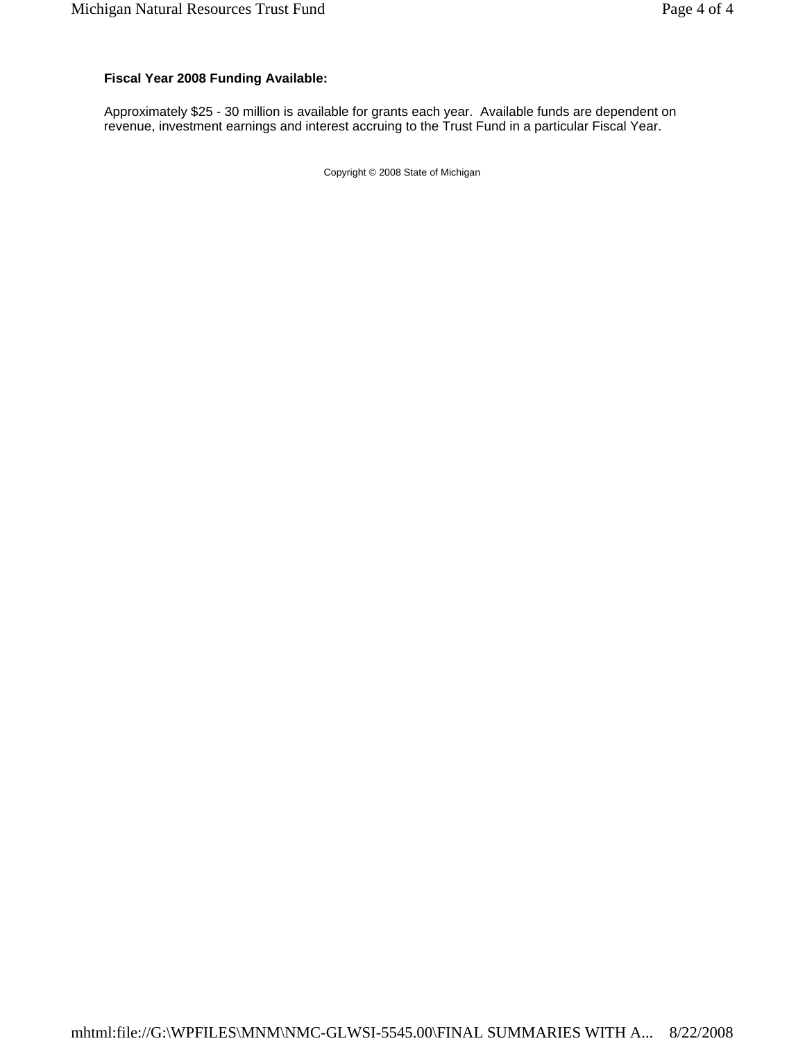**Fiscal Year 2008 Funding Available:**

Approximately $25 - 30 million is available for grants each year. Available funds are dependent on revenue, investment earnings and interest accruing to the Trust Fund in a particular Fiscal Year.

Copyright © 2008 State of Michigan